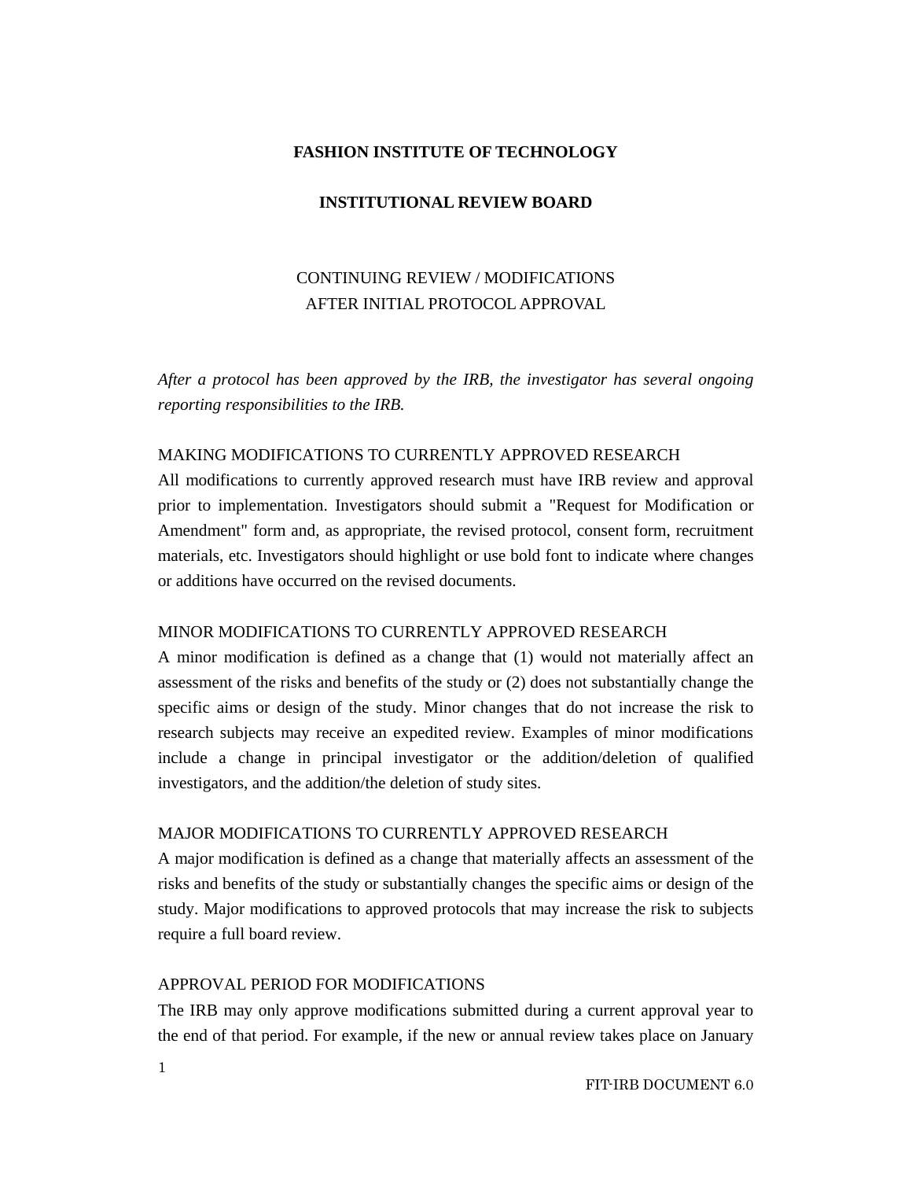**FASHION INSTITUTE OF TECHNOLOGY**

**INSTITUTIONAL REVIEW BOARD**

# CONTINUING REVIEW / MODIFICATIONS AFTER INITIAL PROTOCOL APPROVAL

*After a protocol has been approved by the IRB, the investigator has several ongoing reporting responsibilities to the IRB.*

## MAKING MODIFICATIONS TO CURRENTLY APPROVED RESEARCH

All modifications to currently approved research must have IRB review and approval prior to implementation. Investigators should submit a "Request for Modification or Amendment" form and, as appropriate, the revised protocol, consent form, recruitment materials, etc. Investigators should highlight or use bold font to indicate where changes or additions have occurred on the revised documents.

## MINOR MODIFICATIONS TO CURRENTLY APPROVED RESEARCH

A minor modification is defined as a change that (1) would not materially affect an assessment of the risks and benefits of the study or (2) does not substantially change the specific aims or design of the study. Minor changes that do not increase the risk to research subjects may receive an expedited review. Examples of minor modifications include a change in principal investigator or the addition/deletion of qualified investigators, and the addition/the deletion of study sites.

## MAJOR MODIFICATIONS TO CURRENTLY APPROVED RESEARCH

A major modification is defined as a change that materially affects an assessment of the risks and benefits of the study or substantially changes the specific aims or design of the study. Major modifications to approved protocols that may increase the risk to subjects require a full board review.

## APPROVAL PERIOD FOR MODIFICATIONS

The IRB may only approve modifications submitted during a current approval year to the end of that period. For example, if the new or annual review takes place on January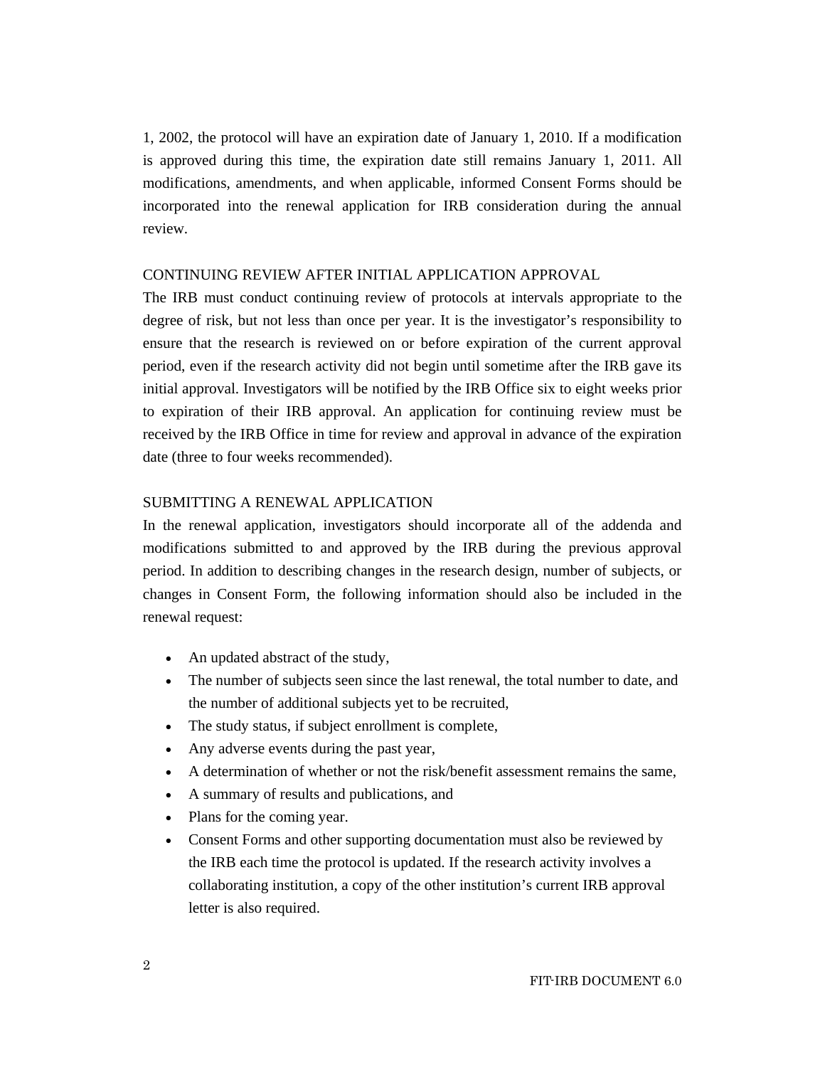1, 2002, the protocol will have an expiration date of January 1, 2010. If a modification is approved during this time, the expiration date still remains January 1, 2011. All modifications, amendments, and when applicable, informed Consent Forms should be incorporated into the renewal application for IRB consideration during the annual review.

## CONTINUING REVIEW AFTER INITIAL APPLICATION APPROVAL

The IRB must conduct continuing review of protocols at intervals appropriate to the degree of risk, but not less than once per year. It is the investigator's responsibility to ensure that the research is reviewed on or before expiration of the current approval period, even if the research activity did not begin until sometime after the IRB gave its initial approval. Investigators will be notified by the IRB Office six to eight weeks prior to expiration of their IRB approval. An application for continuing review must be received by the IRB Office in time for review and approval in advance of the expiration date (three to four weeks recommended).

## SUBMITTING A RENEWAL APPLICATION

In the renewal application, investigators should incorporate all of the addenda and modifications submitted to and approved by the IRB during the previous approval period. In addition to describing changes in the research design, number of subjects, or changes in Consent Form, the following information should also be included in the renewal request:

- An updated abstract of the study,
- The number of subjects seen since the last renewal, the total number to date, and the number of additional subjects yet to be recruited,
- The study status, if subject enrollment is complete,
- Any adverse events during the past year,
- A determination of whether or not the risk/benefit assessment remains the same,
- A summary of results and publications, and
- Plans for the coming year.
- Consent Forms and other supporting documentation must also be reviewed by the IRB each time the protocol is updated. If the research activity involves a collaborating institution, a copy of the other institution's current IRB approval letter is also required.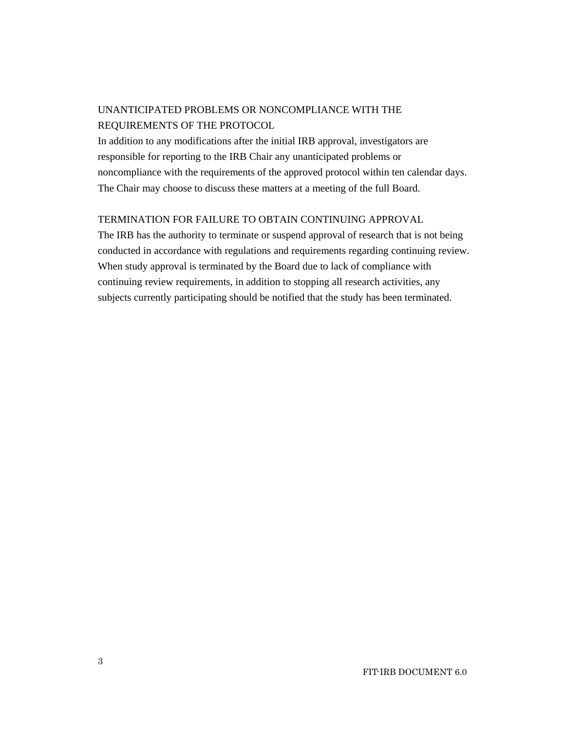## UNANTICIPATED PROBLEMS OR NONCOMPLIANCE WITH THE REQUIREMENTS OF THE PROTOCOL

In addition to any modifications after the initial IRB approval, investigators are responsible for reporting to the IRB Chair any unanticipated problems or noncompliance with the requirements of the approved protocol within ten calendar days. The Chair may choose to discuss these matters at a meeting of the full Board.

## TERMINATION FOR FAILURE TO OBTAIN CONTINUING APPROVAL

The IRB has the authority to terminate or suspend approval of research that is not being conducted in accordance with regulations and requirements regarding continuing review. When study approval is terminated by the Board due to lack of compliance with continuing review requirements, in addition to stopping all research activities, any subjects currently participating should be notified that the study has been terminated.